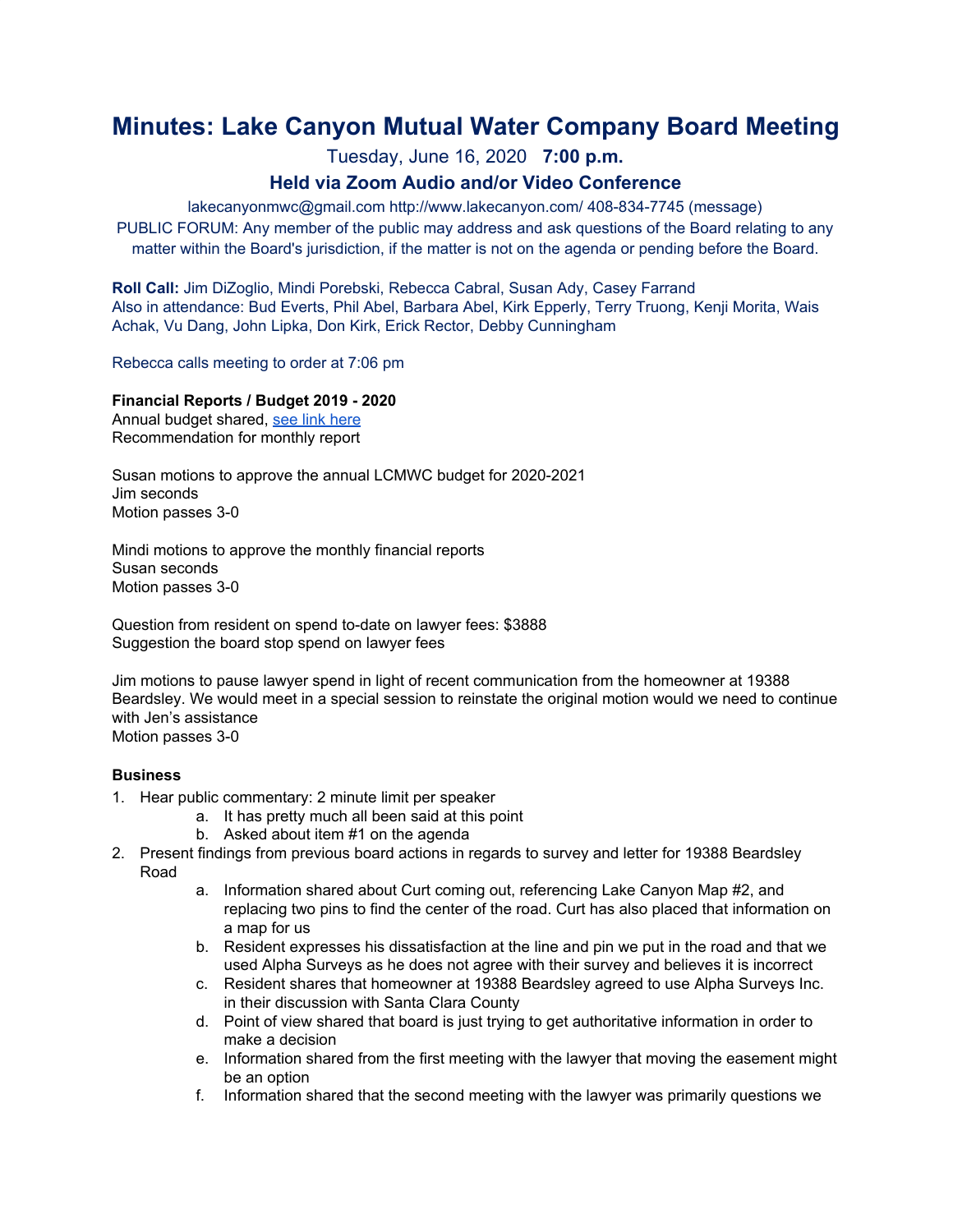# Minutes: Lake Canyon Mutual Water Company Board Meeting

Tuesday, June 16, 2020 **7:00 p.m.**

### Held via Zoom Audio and/or Video Conference

lakecanyonmwc@gmail.com http://www.lakecanyon.com/ 408-834-7745 (message)

PUBLIC FORUM: Any member of the public may address and ask questions of the Board relating to any matter within the Board's jurisdiction, if the matter is not on the agenda or pending before the Board.

**Roll Call:** Jim DiZoglio, Mindi Porebski, Rebecca Cabral, Susan Ady, Casey Farrand
Also in attendance: Bud Everts, Phil Abel, Barbara Abel, Kirk Epperly, Terry Truong, Kenji Morita, Wais Achak, Vu Dang, John Lipka, Don Kirk, Erick Rector, Debby Cunningham

Rebecca calls meeting to order at 7:06 pm

**Financial Reports / Budget 2019 - 2020**
Annual budget shared, see link here
Recommendation for monthly report

Susan motions to approve the annual LCMWC budget for 2020-2021
Jim seconds
Motion passes 3-0

Mindi motions to approve the monthly financial reports
Susan seconds
Motion passes 3-0

Question from resident on spend to-date on lawyer fees: $3888
Suggestion the board stop spend on lawyer fees

Jim motions to pause lawyer spend in light of recent communication from the homeowner at 19388 Beardsley. We would meet in a special session to reinstate the original motion would we need to continue with Jen's assistance
Motion passes 3-0

**Business**

1. Hear public commentary: 2 minute limit per speaker
   a. It has pretty much all been said at this point
   b. Asked about item #1 on the agenda
2. Present findings from previous board actions in regards to survey and letter for 19388 Beardsley Road
   a. Information shared about Curt coming out, referencing Lake Canyon Map #2, and replacing two pins to find the center of the road. Curt has also placed that information on a map for us
   b. Resident expresses his dissatisfaction at the line and pin we put in the road and that we used Alpha Surveys as he does not agree with their survey and believes it is incorrect
   c. Resident shares that homeowner at 19388 Beardsley agreed to use Alpha Surveys Inc. in their discussion with Santa Clara County
   d. Point of view shared that board is just trying to get authoritative information in order to make a decision
   e. Information shared from the first meeting with the lawyer that moving the easement might be an option
   f. Information shared that the second meeting with the lawyer was primarily questions we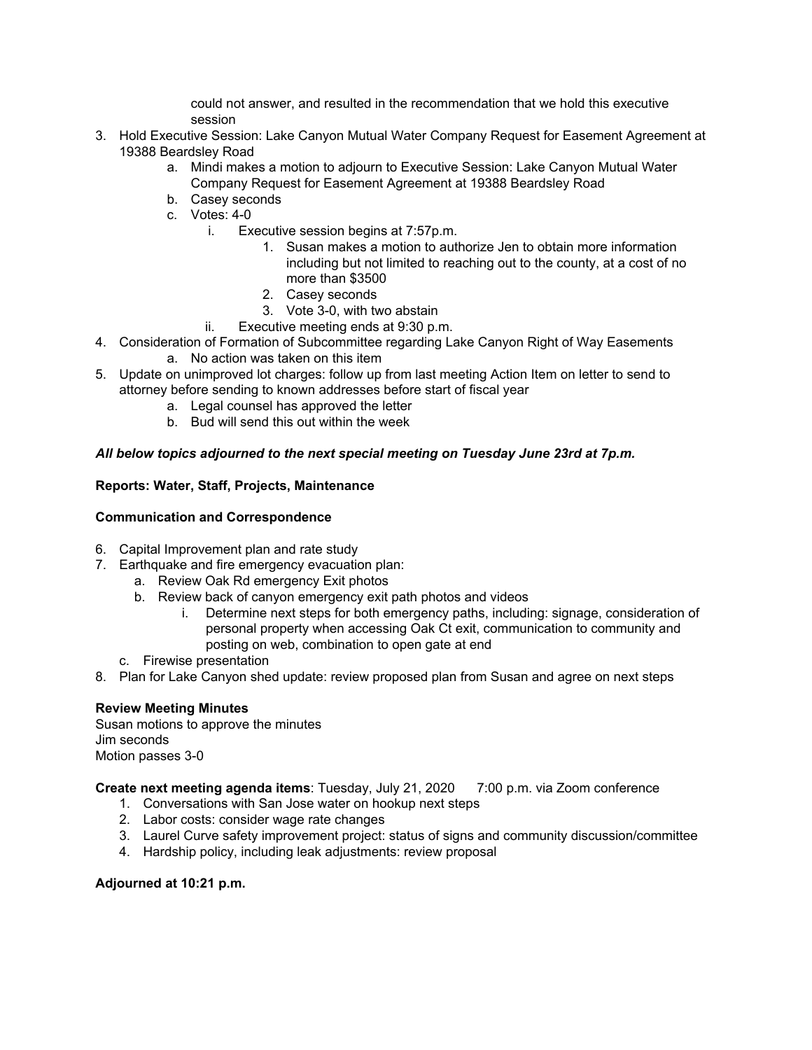could not answer, and resulted in the recommendation that we hold this executive session

3. Hold Executive Session: Lake Canyon Mutual Water Company Request for Easement Agreement at 19388 Beardsley Road
    a. Mindi makes a motion to adjourn to Executive Session: Lake Canyon Mutual Water Company Request for Easement Agreement at 19388 Beardsley Road
    b. Casey seconds
    c. Votes: 4-0
        i. Executive session begins at 7:57p.m.
            1. Susan makes a motion to authorize Jen to obtain more information including but not limited to reaching out to the county, at a cost of no more than $3500
            2. Casey seconds
            3. Vote 3-0, with two abstain
        ii. Executive meeting ends at 9:30 p.m.
4. Consideration of Formation of Subcommittee regarding Lake Canyon Right of Way Easements
    a. No action was taken on this item
5. Update on unimproved lot charges: follow up from last meeting Action Item on letter to send to attorney before sending to known addresses before start of fiscal year
    a. Legal counsel has approved the letter
    b. Bud will send this out within the week

***All below topics adjourned to the next special meeting on Tuesday June 23rd at 7p.m.***

**Reports: Water, Staff, Projects, Maintenance**

**Communication and Correspondence**

6. Capital Improvement plan and rate study
7. Earthquake and fire emergency evacuation plan:
    a. Review Oak Rd emergency Exit photos
    b. Review back of canyon emergency exit path photos and videos
        i. Determine next steps for both emergency paths, including: signage, consideration of personal property when accessing Oak Ct exit, communication to community and posting on web, combination to open gate at end
    c. Firewise presentation
8. Plan for Lake Canyon shed update: review proposed plan from Susan and agree on next steps

**Review Meeting Minutes**

Susan motions to approve the minutes
Jim seconds
Motion passes 3-0

**Create next meeting agenda items**: Tuesday, July 21, 2020 7:00 p.m. via Zoom conference

1. Conversations with San Jose water on hookup next steps
2. Labor costs: consider wage rate changes
3. Laurel Curve safety improvement project: status of signs and community discussion/committee
4. Hardship policy, including leak adjustments: review proposal

**Adjourned at 10:21 p.m.**